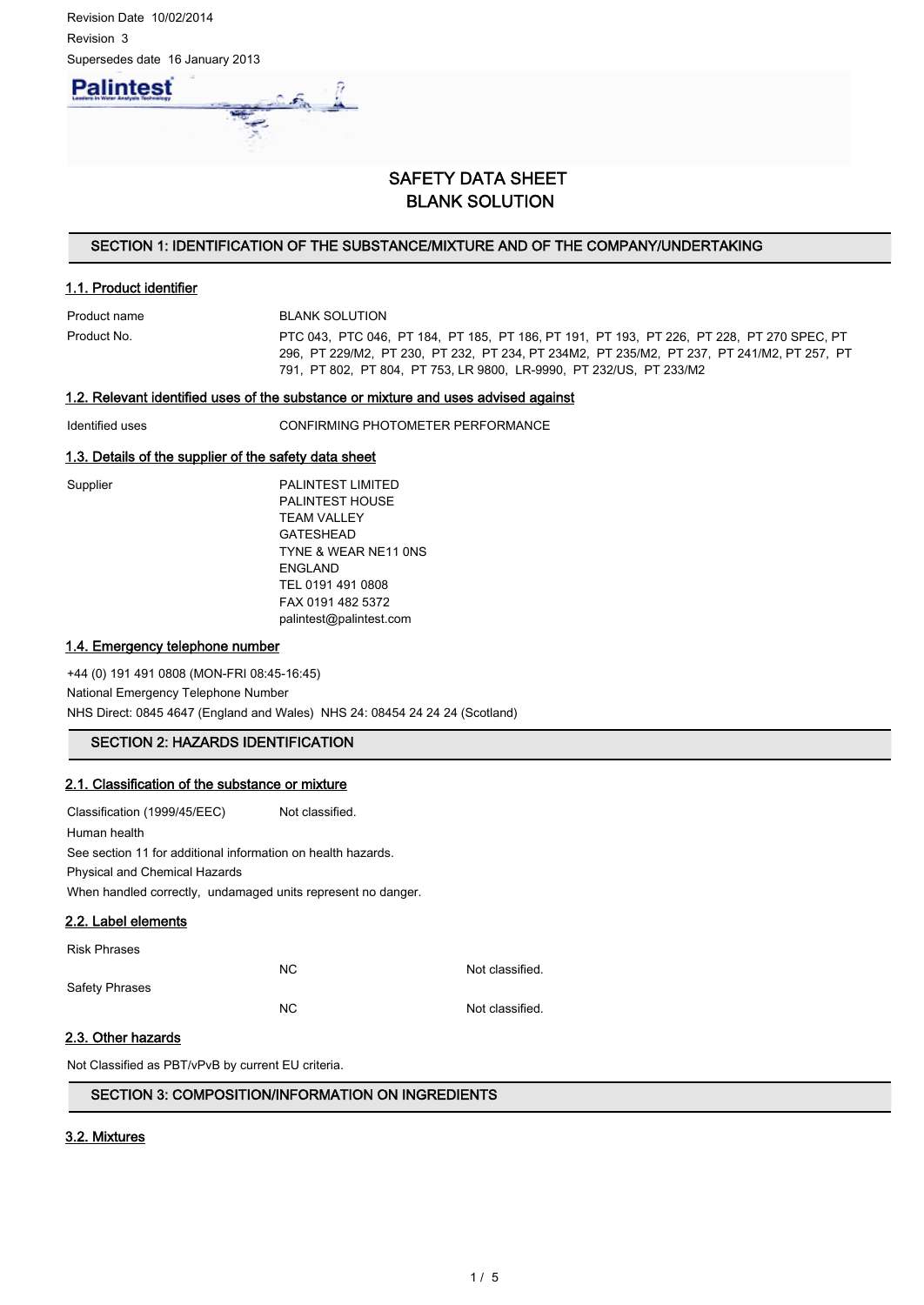Revision Date 10/02/2014

Revision 3

Supersedes date 16 January 2013

# SAFETY DATA SHEET
# BLANK SOLUTION

## SECTION 1: IDENTIFICATION OF THE SUBSTANCE/MIXTURE AND OF THE COMPANY/UNDERTAKING

### 1.1. Product identifier

| | |
|---|---|
| Product name | BLANK SOLUTION |
| Product No. | PTC 043, PTC 046, PT 184, PT 185, PT 186, PT 191, PT 193, PT 226, PT 228, PT 270 SPEC, PT 296, PT 229/M2, PT 230, PT 232, PT 234, PT 234M2, PT 235/M2, PT 237, PT 241/M2, PT 257, PT 791, PT 802, PT 804, PT 753, LR 9800, LR-9990, PT 232/US, PT 233/M2 |

### 1.2. Relevant identified uses of the substance or mixture and uses advised against

| | |
|---|---|
| Identified uses | CONFIRMING PHOTOMETER PERFORMANCE |

### 1.3. Details of the supplier of the safety data sheet

Supplier

PALINTEST LIMITED
PALINTEST HOUSE
TEAM VALLEY
GATESHEAD
TYNE & WEAR NE11 0NS
ENGLAND
TEL 0191 491 0808
FAX 0191 482 5372
palintest@palintest.com

### 1.4. Emergency telephone number

+44 (0) 191 491 0808 (MON-FRI 08:45-16:45)

National Emergency Telephone Number

NHS Direct: 0845 4647 (England and Wales) NHS 24: 08454 24 24 24 (Scotland)

## SECTION 2: HAZARDS IDENTIFICATION

### 2.1. Classification of the substance or mixture

Classification (1999/45/EEC) Not classified.

Human health

See section 11 for additional information on health hazards.

Physical and Chemical Hazards

When handled correctly, undamaged units represent no danger.

### 2.2. Label elements

| | | |
|---|---|---|
| Risk Phrases | | |
| | NC | Not classified. |
| Safety Phrases | | |
| | NC | Not classified. |

### 2.3. Other hazards

Not Classified as PBT/vPvB by current EU criteria.

## SECTION 3: COMPOSITION/INFORMATION ON INGREDIENTS

### 3.2. Mixtures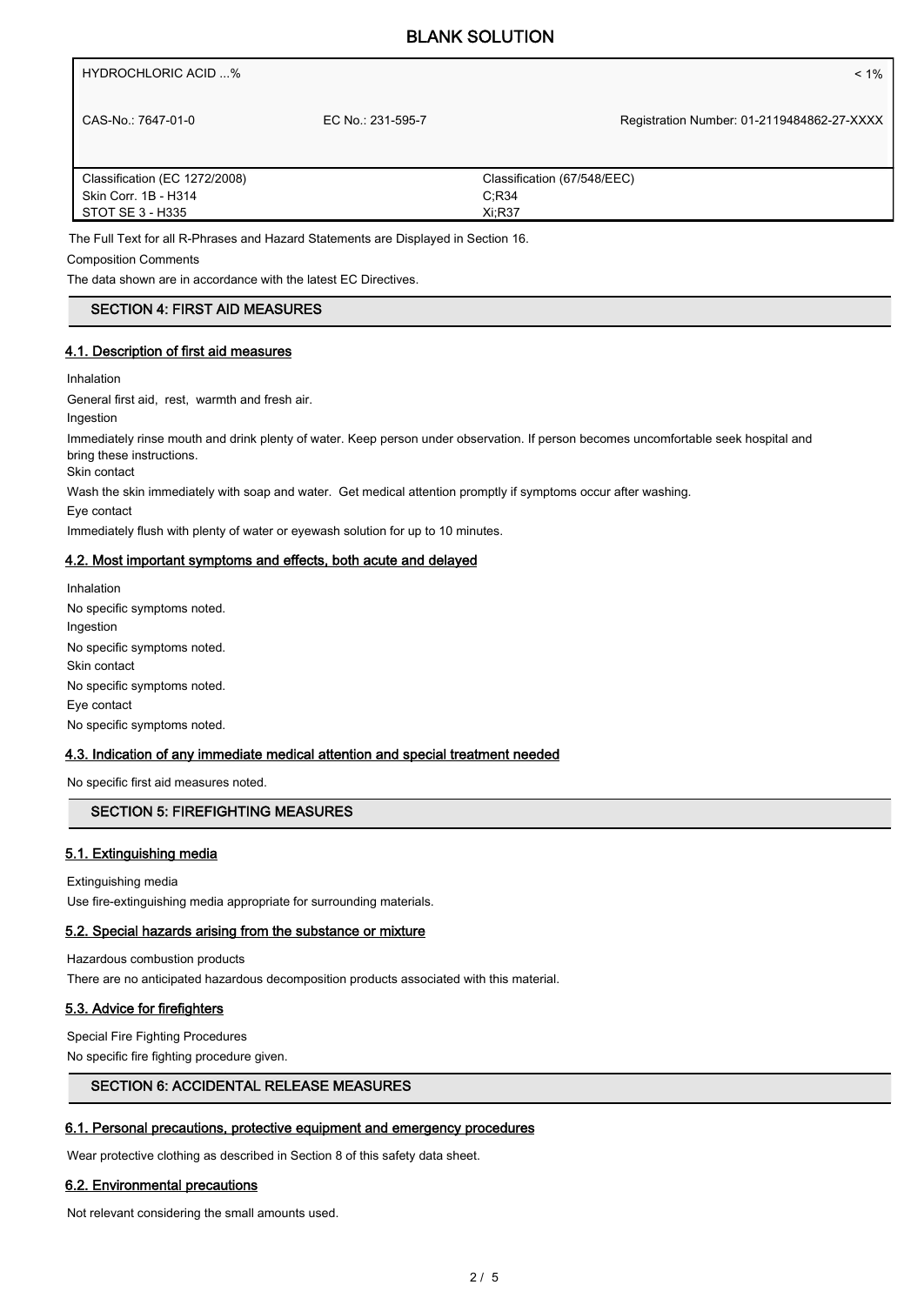| HYDROCHLORIC ACID ...% | | < 1% |
|---|---|---|
| CAS-No.: 7647-01-0 | EC No.: 231-595-7 | Registration Number: 01-2119484862-27-XXXX |
| Classification (EC 1272/2008)<br>Skin Corr. 1B - H314<br>STOT SE 3 - H335 | | Classification (67/548/EEC)<br>C;R34<br>Xi;R37 |

The Full Text for all R-Phrases and Hazard Statements are Displayed in Section 16.

Composition Comments

The data shown are in accordance with the latest EC Directives.

## SECTION 4: FIRST AID MEASURES

### 4.1. Description of first aid measures

Inhalation

General first aid, rest, warmth and fresh air.

Ingestion

Immediately rinse mouth and drink plenty of water. Keep person under observation. If person becomes uncomfortable seek hospital and bring these instructions.

Skin contact

Wash the skin immediately with soap and water. Get medical attention promptly if symptoms occur after washing.

Eye contact

Immediately flush with plenty of water or eyewash solution for up to 10 minutes.

### 4.2. Most important symptoms and effects, both acute and delayed

Inhalation

No specific symptoms noted.

Ingestion

No specific symptoms noted.

Skin contact

No specific symptoms noted.

Eye contact

No specific symptoms noted.

### 4.3. Indication of any immediate medical attention and special treatment needed

No specific first aid measures noted.

## SECTION 5: FIREFIGHTING MEASURES

### 5.1. Extinguishing media

Extinguishing media

Use fire-extinguishing media appropriate for surrounding materials.

### 5.2. Special hazards arising from the substance or mixture

Hazardous combustion products

There are no anticipated hazardous decomposition products associated with this material.

### 5.3. Advice for firefighters

Special Fire Fighting Procedures

No specific fire fighting procedure given.

## SECTION 6: ACCIDENTAL RELEASE MEASURES

### 6.1. Personal precautions, protective equipment and emergency procedures

Wear protective clothing as described in Section 8 of this safety data sheet.

### 6.2. Environmental precautions

Not relevant considering the small amounts used.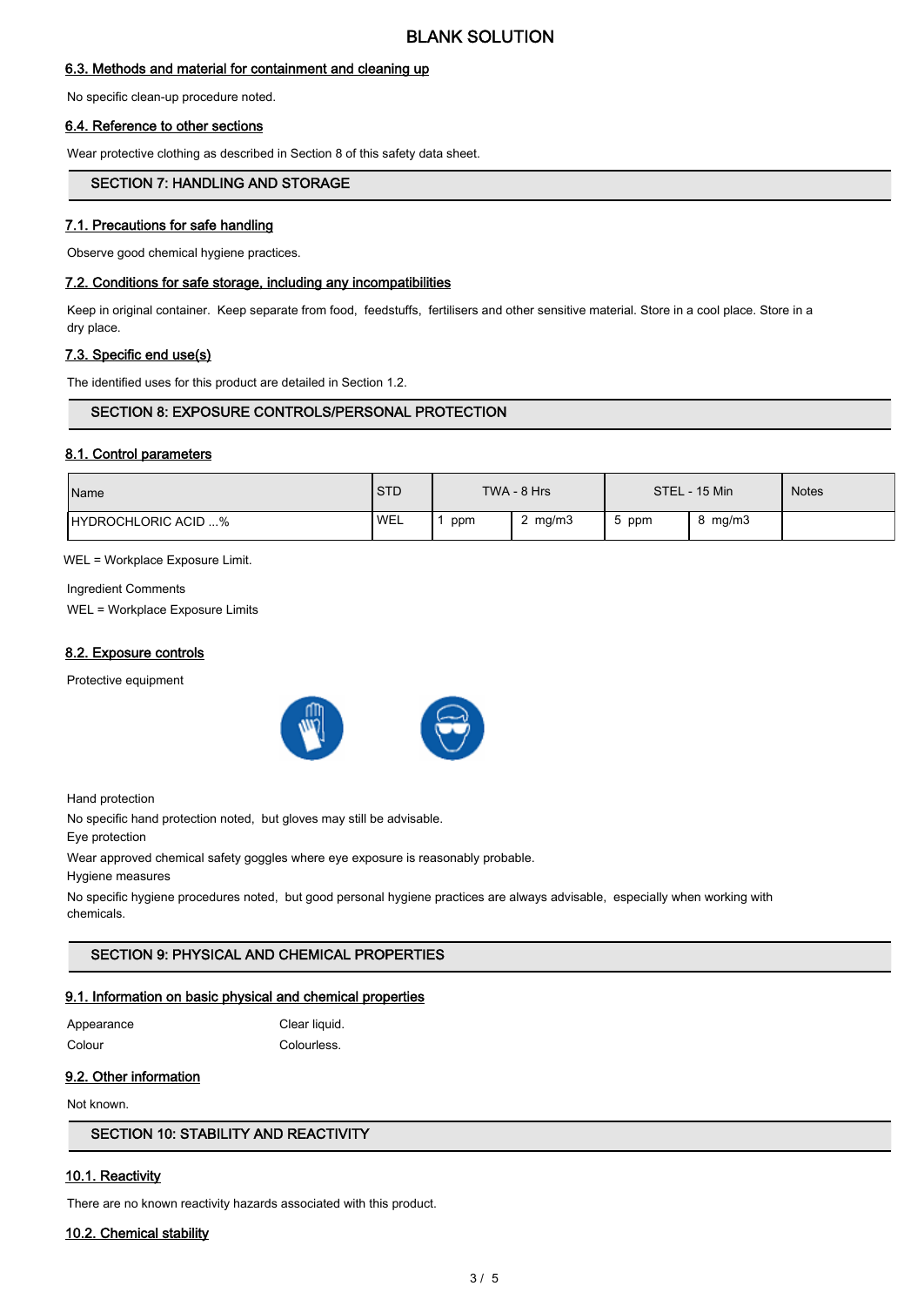### 6.3. Methods and material for containment and cleaning up

No specific clean-up procedure noted.

### 6.4. Reference to other sections

Wear protective clothing as described in Section 8 of this safety data sheet.

## SECTION 7: HANDLING AND STORAGE

### 7.1. Precautions for safe handling

Observe good chemical hygiene practices.

### 7.2. Conditions for safe storage, including any incompatibilities

Keep in original container. Keep separate from food, feedstuffs, fertilisers and other sensitive material. Store in a cool place. Store in a dry place.

### 7.3. Specific end use(s)

The identified uses for this product are detailed in Section 1.2.

## SECTION 8: EXPOSURE CONTROLS/PERSONAL PROTECTION

### 8.1. Control parameters

| Name | STD | TWA - 8 Hrs | | STEL - 15 Min | | Notes |
|---|---|---|---|---|---|---|
| HYDROCHLORIC ACID ...% | WEL | 1 ppm | 2 mg/m3 | 5 ppm | 8 mg/m3 | |

WEL = Workplace Exposure Limit.

Ingredient Comments

WEL = Workplace Exposure Limits

### 8.2. Exposure controls

Protective equipment

Hand protection

No specific hand protection noted, but gloves may still be advisable.

Eye protection

Wear approved chemical safety goggles where eye exposure is reasonably probable.

Hygiene measures

No specific hygiene procedures noted, but good personal hygiene practices are always advisable, especially when working with chemicals.

## SECTION 9: PHYSICAL AND CHEMICAL PROPERTIES

### 9.1. Information on basic physical and chemical properties

| | |
|---|---|
| Appearance | Clear liquid. |
| Colour | Colourless. |

### 9.2. Other information

Not known.

## SECTION 10: STABILITY AND REACTIVITY

### 10.1. Reactivity

There are no known reactivity hazards associated with this product.

### 10.2. Chemical stability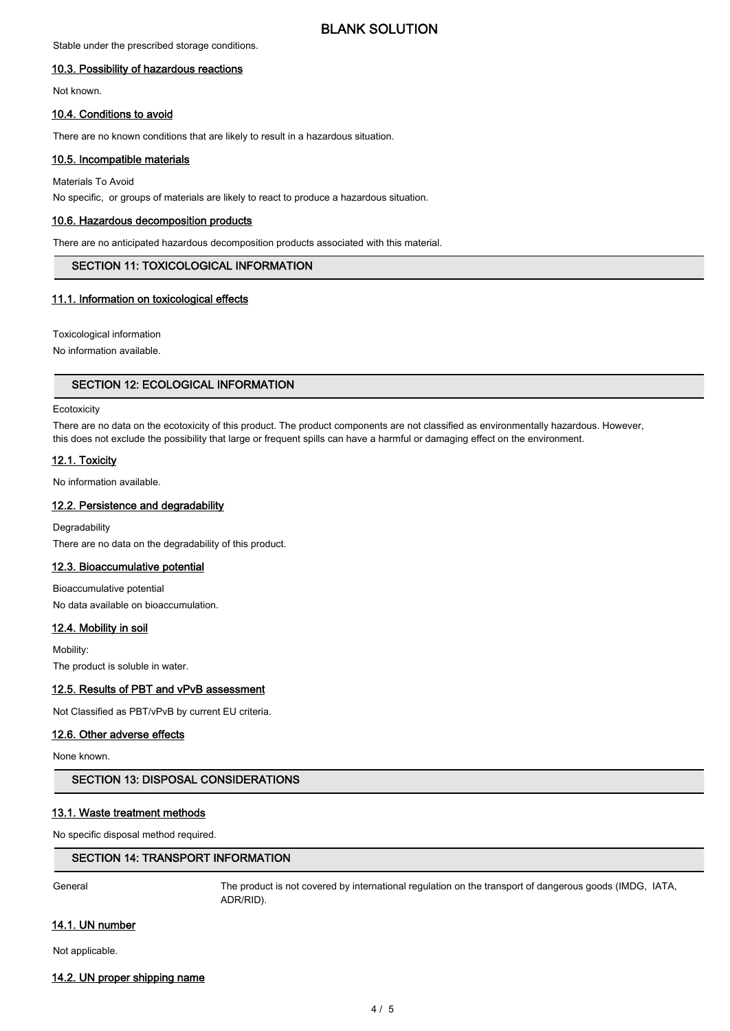Stable under the prescribed storage conditions.

### 10.3. Possibility of hazardous reactions

Not known.

### 10.4. Conditions to avoid

There are no known conditions that are likely to result in a hazardous situation.

### 10.5. Incompatible materials

Materials To Avoid

No specific, or groups of materials are likely to react to produce a hazardous situation.

### 10.6. Hazardous decomposition products

There are no anticipated hazardous decomposition products associated with this material.

## SECTION 11: TOXICOLOGICAL INFORMATION

### 11.1. Information on toxicological effects

Toxicological information

No information available.

## SECTION 12: ECOLOGICAL INFORMATION

Ecotoxicity

There are no data on the ecotoxicity of this product. The product components are not classified as environmentally hazardous. However, this does not exclude the possibility that large or frequent spills can have a harmful or damaging effect on the environment.

### 12.1. Toxicity

No information available.

### 12.2. Persistence and degradability

Degradability

There are no data on the degradability of this product.

### 12.3. Bioaccumulative potential

Bioaccumulative potential

No data available on bioaccumulation.

### 12.4. Mobility in soil

Mobility:

The product is soluble in water.

### 12.5. Results of PBT and vPvB assessment

Not Classified as PBT/vPvB by current EU criteria.

### 12.6. Other adverse effects

None known.

## SECTION 13: DISPOSAL CONSIDERATIONS

### 13.1. Waste treatment methods

No specific disposal method required.

## SECTION 14: TRANSPORT INFORMATION

General — The product is not covered by international regulation on the transport of dangerous goods (IMDG, IATA, ADR/RID).

### 14.1. UN number

Not applicable.

### 14.2. UN proper shipping name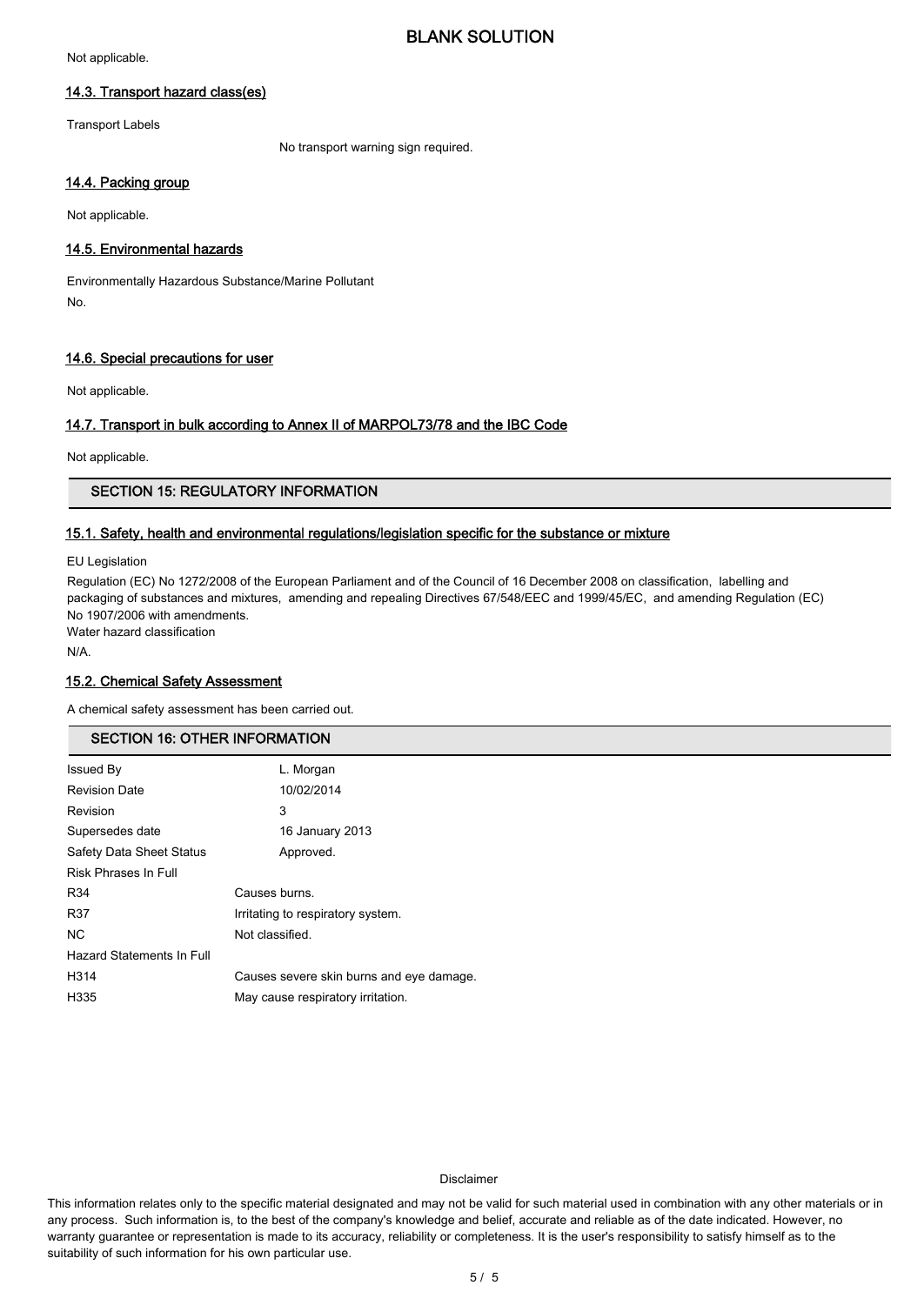Not applicable.

### 14.3. Transport hazard class(es)

Transport Labels

No transport warning sign required.

### 14.4. Packing group

Not applicable.

### 14.5. Environmental hazards

Environmentally Hazardous Substance/Marine Pollutant

No.

### 14.6. Special precautions for user

Not applicable.

### 14.7. Transport in bulk according to Annex II of MARPOL73/78 and the IBC Code

Not applicable.

## SECTION 15: REGULATORY INFORMATION

### 15.1. Safety, health and environmental regulations/legislation specific for the substance or mixture

EU Legislation

Regulation (EC) No 1272/2008 of the European Parliament and of the Council of 16 December 2008 on classification, labelling and packaging of substances and mixtures, amending and repealing Directives 67/548/EEC and 1999/45/EC, and amending Regulation (EC) No 1907/2006 with amendments.

Water hazard classification

N/A.

### 15.2. Chemical Safety Assessment

A chemical safety assessment has been carried out.

## SECTION 16: OTHER INFORMATION

| | |
|---|---|
| Issued By | L. Morgan |
| Revision Date | 10/02/2014 |
| Revision | 3 |
| Supersedes date | 16 January 2013 |
| Safety Data Sheet Status | Approved. |

Risk Phrases In Full

| | |
|---|---|
| R34 | Causes burns. |
| R37 | Irritating to respiratory system. |
| NC | Not classified. |

Hazard Statements In Full

| | |
|---|---|
| H314 | Causes severe skin burns and eye damage. |
| H335 | May cause respiratory irritation. |

Disclaimer

This information relates only to the specific material designated and may not be valid for such material used in combination with any other materials or in any process. Such information is, to the best of the company's knowledge and belief, accurate and reliable as of the date indicated. However, no warranty guarantee or representation is made to its accuracy, reliability or completeness. It is the user's responsibility to satisfy himself as to the suitability of such information for his own particular use.